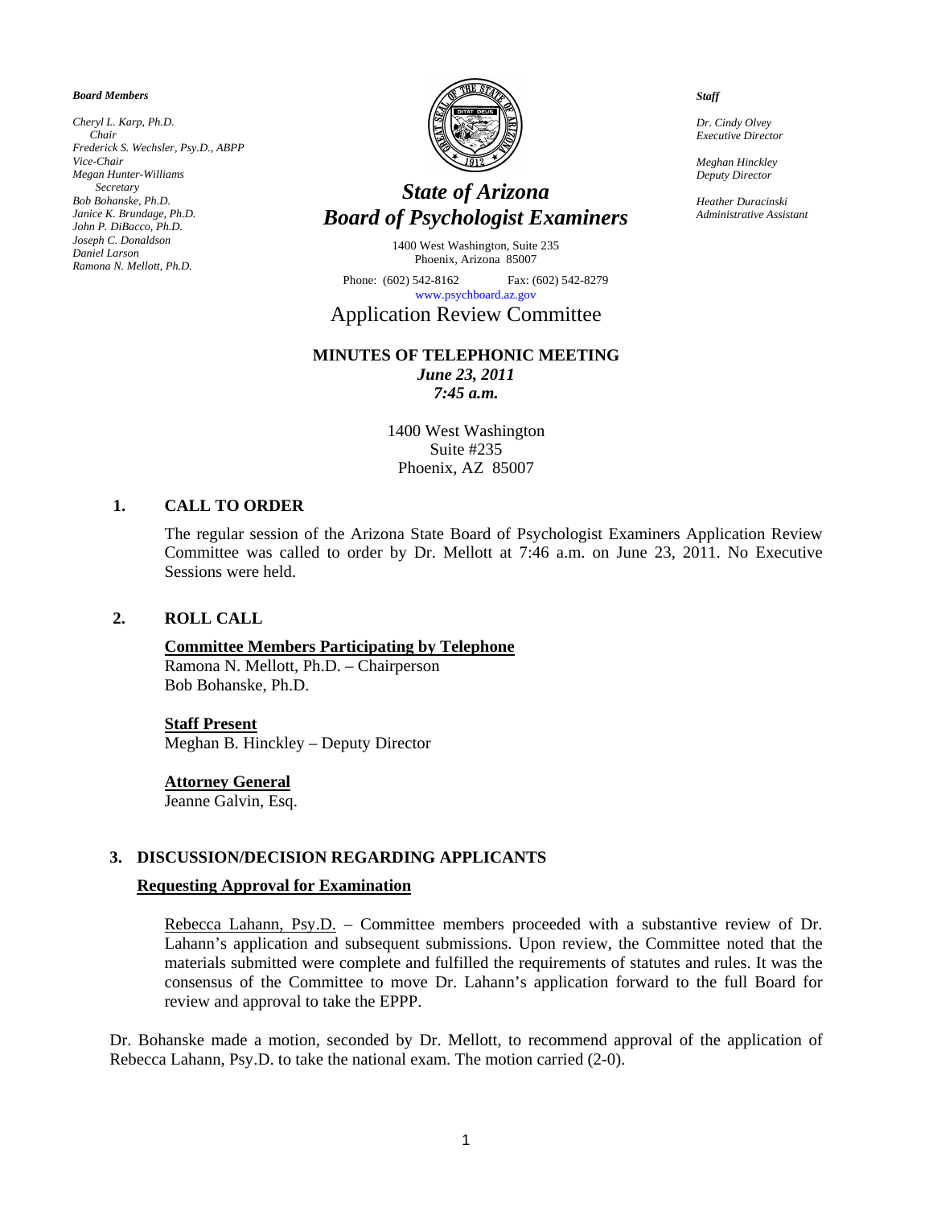*Board Members*

*Cheryl L. Karp, Ph.D.*
*Chair*
*Frederick S. Wechsler, Psy.D., ABPP*
*Vice-Chair*
*Megan Hunter-Williams*
*Secretary*
*Bob Bohanske, Ph.D.*
*Janice K. Brundage, Ph.D.*
*John P. DiBacco, Ph.D.*
*Joseph C. Donaldson*
*Daniel Larson*
*Ramona N. Mellott, Ph.D.*

*Staff*

*Dr. Cindy Olvey*
*Executive Director*

*Meghan Hinckley*
*Deputy Director*

*Heather Duracinski*
*Administrative Assistant*

# *State of Arizona Board of Psychologist Examiners*

1400 West Washington, Suite 235
Phoenix, Arizona 85007

Phone: (602) 542-8162 Fax: (602) 542-8279
www.psychboard.az.gov

## Application Review Committee

**MINUTES OF TELEPHONIC MEETING**
***June 23, 2011***
***7:45 a.m.***

1400 West Washington
Suite #235
Phoenix, AZ 85007

### 1. CALL TO ORDER

The regular session of the Arizona State Board of Psychologist Examiners Application Review Committee was called to order by Dr. Mellott at 7:46 a.m. on June 23, 2011. No Executive Sessions were held.

### 2. ROLL CALL

**Committee Members Participating by Telephone**
Ramona N. Mellott, Ph.D. – Chairperson
Bob Bohanske, Ph.D.

**Staff Present**
Meghan B. Hinckley – Deputy Director

**Attorney General**
Jeanne Galvin, Esq.

### 3. DISCUSSION/DECISION REGARDING APPLICANTS

**Requesting Approval for Examination**

Rebecca Lahann, Psy.D. – Committee members proceeded with a substantive review of Dr. Lahann's application and subsequent submissions. Upon review, the Committee noted that the materials submitted were complete and fulfilled the requirements of statutes and rules. It was the consensus of the Committee to move Dr. Lahann's application forward to the full Board for review and approval to take the EPPP.

Dr. Bohanske made a motion, seconded by Dr. Mellott, to recommend approval of the application of Rebecca Lahann, Psy.D. to take the national exam. The motion carried (2-0).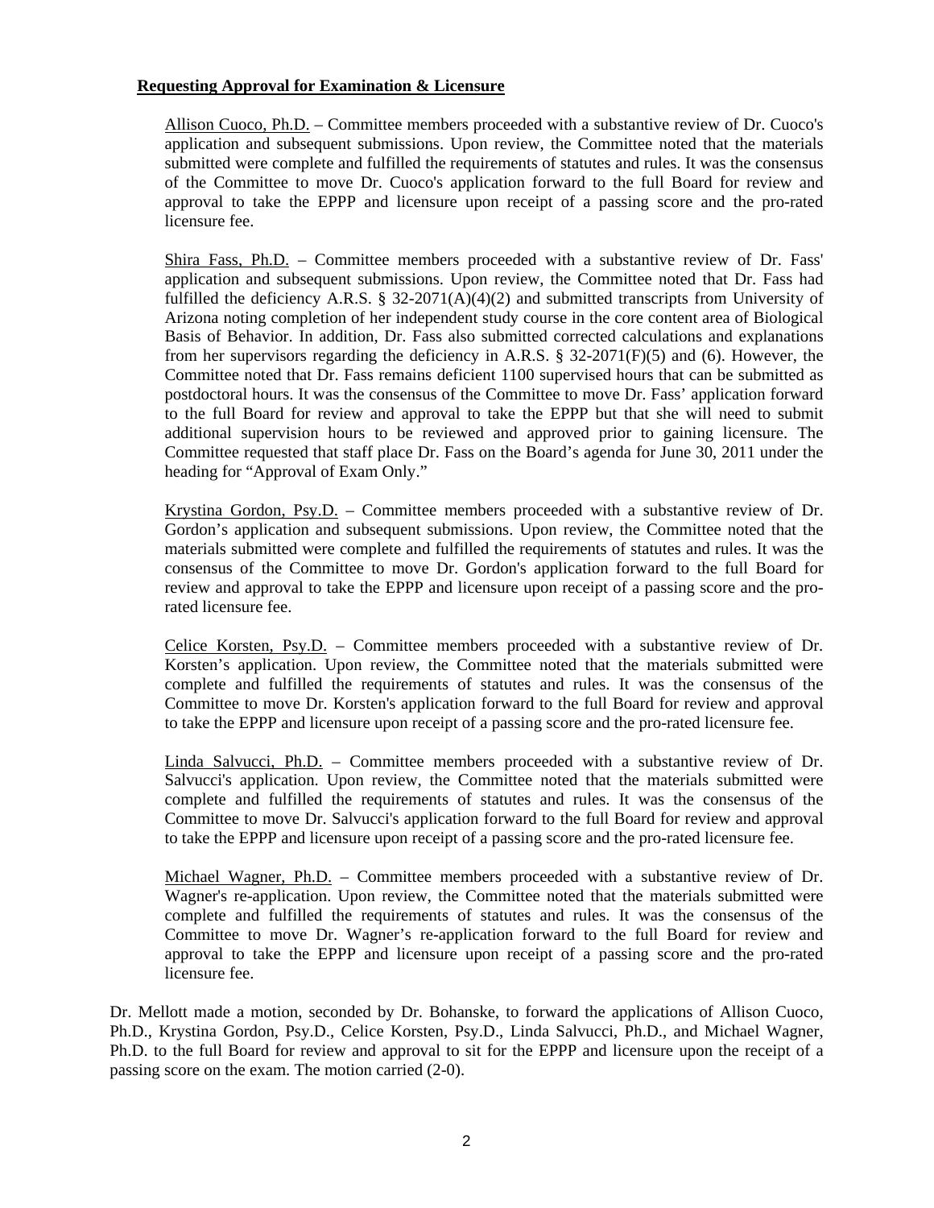**Requesting Approval for Examination & Licensure**

Allison Cuoco, Ph.D. – Committee members proceeded with a substantive review of Dr. Cuoco's application and subsequent submissions. Upon review, the Committee noted that the materials submitted were complete and fulfilled the requirements of statutes and rules. It was the consensus of the Committee to move Dr. Cuoco's application forward to the full Board for review and approval to take the EPPP and licensure upon receipt of a passing score and the pro-rated licensure fee.

Shira Fass, Ph.D. – Committee members proceeded with a substantive review of Dr. Fass' application and subsequent submissions. Upon review, the Committee noted that Dr. Fass had fulfilled the deficiency A.R.S. § 32-2071(A)(4)(2) and submitted transcripts from University of Arizona noting completion of her independent study course in the core content area of Biological Basis of Behavior. In addition, Dr. Fass also submitted corrected calculations and explanations from her supervisors regarding the deficiency in A.R.S. § 32-2071(F)(5) and (6). However, the Committee noted that Dr. Fass remains deficient 1100 supervised hours that can be submitted as postdoctoral hours. It was the consensus of the Committee to move Dr. Fass' application forward to the full Board for review and approval to take the EPPP but that she will need to submit additional supervision hours to be reviewed and approved prior to gaining licensure. The Committee requested that staff place Dr. Fass on the Board's agenda for June 30, 2011 under the heading for "Approval of Exam Only."

Krystina Gordon, Psy.D. – Committee members proceeded with a substantive review of Dr. Gordon's application and subsequent submissions. Upon review, the Committee noted that the materials submitted were complete and fulfilled the requirements of statutes and rules. It was the consensus of the Committee to move Dr. Gordon's application forward to the full Board for review and approval to take the EPPP and licensure upon receipt of a passing score and the pro-rated licensure fee.

Celice Korsten, Psy.D. – Committee members proceeded with a substantive review of Dr. Korsten's application. Upon review, the Committee noted that the materials submitted were complete and fulfilled the requirements of statutes and rules. It was the consensus of the Committee to move Dr. Korsten's application forward to the full Board for review and approval to take the EPPP and licensure upon receipt of a passing score and the pro-rated licensure fee.

Linda Salvucci, Ph.D. – Committee members proceeded with a substantive review of Dr. Salvucci's application. Upon review, the Committee noted that the materials submitted were complete and fulfilled the requirements of statutes and rules. It was the consensus of the Committee to move Dr. Salvucci's application forward to the full Board for review and approval to take the EPPP and licensure upon receipt of a passing score and the pro-rated licensure fee.

Michael Wagner, Ph.D. – Committee members proceeded with a substantive review of Dr. Wagner's re-application. Upon review, the Committee noted that the materials submitted were complete and fulfilled the requirements of statutes and rules. It was the consensus of the Committee to move Dr. Wagner's re-application forward to the full Board for review and approval to take the EPPP and licensure upon receipt of a passing score and the pro-rated licensure fee.

Dr. Mellott made a motion, seconded by Dr. Bohanske, to forward the applications of Allison Cuoco, Ph.D., Krystina Gordon, Psy.D., Celice Korsten, Psy.D., Linda Salvucci, Ph.D., and Michael Wagner, Ph.D. to the full Board for review and approval to sit for the EPPP and licensure upon the receipt of a passing score on the exam. The motion carried (2-0).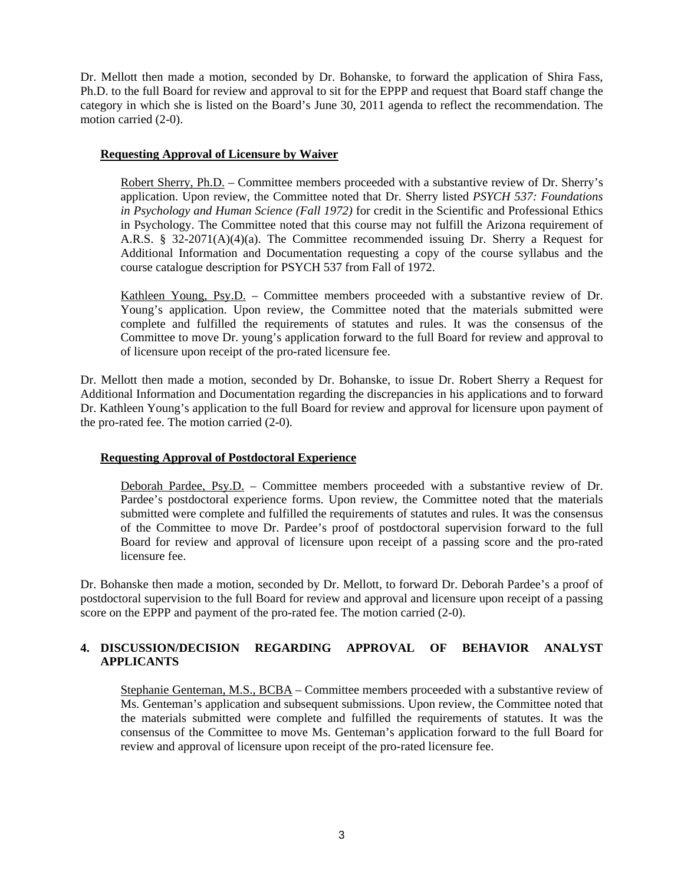Dr. Mellott then made a motion, seconded by Dr. Bohanske, to forward the application of Shira Fass, Ph.D. to the full Board for review and approval to sit for the EPPP and request that Board staff change the category in which she is listed on the Board's June 30, 2011 agenda to reflect the recommendation. The motion carried (2-0).

**Requesting Approval of Licensure by Waiver**

Robert Sherry, Ph.D. – Committee members proceeded with a substantive review of Dr. Sherry's application. Upon review, the Committee noted that Dr. Sherry listed *PSYCH 537: Foundations in Psychology and Human Science (Fall 1972)* for credit in the Scientific and Professional Ethics in Psychology. The Committee noted that this course may not fulfill the Arizona requirement of A.R.S. § 32-2071(A)(4)(a). The Committee recommended issuing Dr. Sherry a Request for Additional Information and Documentation requesting a copy of the course syllabus and the course catalogue description for PSYCH 537 from Fall of 1972.

Kathleen Young, Psy.D. – Committee members proceeded with a substantive review of Dr. Young's application. Upon review, the Committee noted that the materials submitted were complete and fulfilled the requirements of statutes and rules. It was the consensus of the Committee to move Dr. young's application forward to the full Board for review and approval to of licensure upon receipt of the pro-rated licensure fee.

Dr. Mellott then made a motion, seconded by Dr. Bohanske, to issue Dr. Robert Sherry a Request for Additional Information and Documentation regarding the discrepancies in his applications and to forward Dr. Kathleen Young's application to the full Board for review and approval for licensure upon payment of the pro-rated fee. The motion carried (2-0).

**Requesting Approval of Postdoctoral Experience**

Deborah Pardee, Psy.D. – Committee members proceeded with a substantive review of Dr. Pardee's postdoctoral experience forms. Upon review, the Committee noted that the materials submitted were complete and fulfilled the requirements of statutes and rules. It was the consensus of the Committee to move Dr. Pardee's proof of postdoctoral supervision forward to the full Board for review and approval of licensure upon receipt of a passing score and the pro-rated licensure fee.

Dr. Bohanske then made a motion, seconded by Dr. Mellott, to forward Dr. Deborah Pardee's a proof of postdoctoral supervision to the full Board for review and approval and licensure upon receipt of a passing score on the EPPP and payment of the pro-rated fee. The motion carried (2-0).

**4. DISCUSSION/DECISION REGARDING APPROVAL OF BEHAVIOR ANALYST APPLICANTS**

Stephanie Genteman, M.S., BCBA – Committee members proceeded with a substantive review of Ms. Genteman's application and subsequent submissions. Upon review, the Committee noted that the materials submitted were complete and fulfilled the requirements of statutes. It was the consensus of the Committee to move Ms. Genteman's application forward to the full Board for review and approval of licensure upon receipt of the pro-rated licensure fee.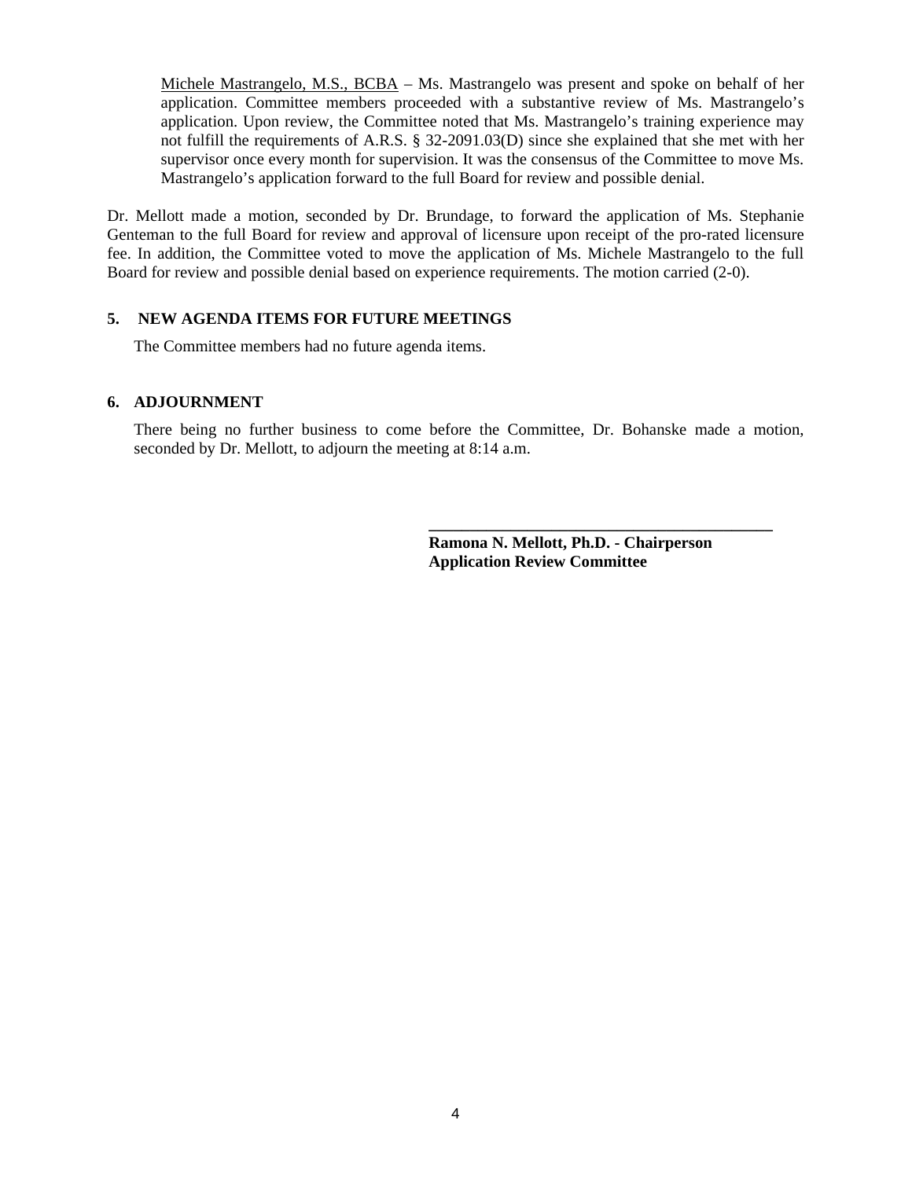Michele Mastrangelo, M.S., BCBA – Ms. Mastrangelo was present and spoke on behalf of her application. Committee members proceeded with a substantive review of Ms. Mastrangelo's application. Upon review, the Committee noted that Ms. Mastrangelo's training experience may not fulfill the requirements of A.R.S. § 32-2091.03(D) since she explained that she met with her supervisor once every month for supervision. It was the consensus of the Committee to move Ms. Mastrangelo's application forward to the full Board for review and possible denial.

Dr. Mellott made a motion, seconded by Dr. Brundage, to forward the application of Ms. Stephanie Genteman to the full Board for review and approval of licensure upon receipt of the pro-rated licensure fee. In addition, the Committee voted to move the application of Ms. Michele Mastrangelo to the full Board for review and possible denial based on experience requirements. The motion carried (2-0).

## 5. NEW AGENDA ITEMS FOR FUTURE MEETINGS

The Committee members had no future agenda items.

## 6. ADJOURNMENT

There being no further business to come before the Committee, Dr. Bohanske made a motion, seconded by Dr. Mellott, to adjourn the meeting at 8:14 a.m.

\_\_\_\_\_\_\_\_\_\_\_\_\_\_\_\_\_\_\_\_\_\_\_\_\_\_\_\_\_\_\_\_\_\_\_\_\_\_\_\_\_\_\_\_

**Ramona N. Mellott, Ph.D. - Chairperson**
**Application Review Committee**